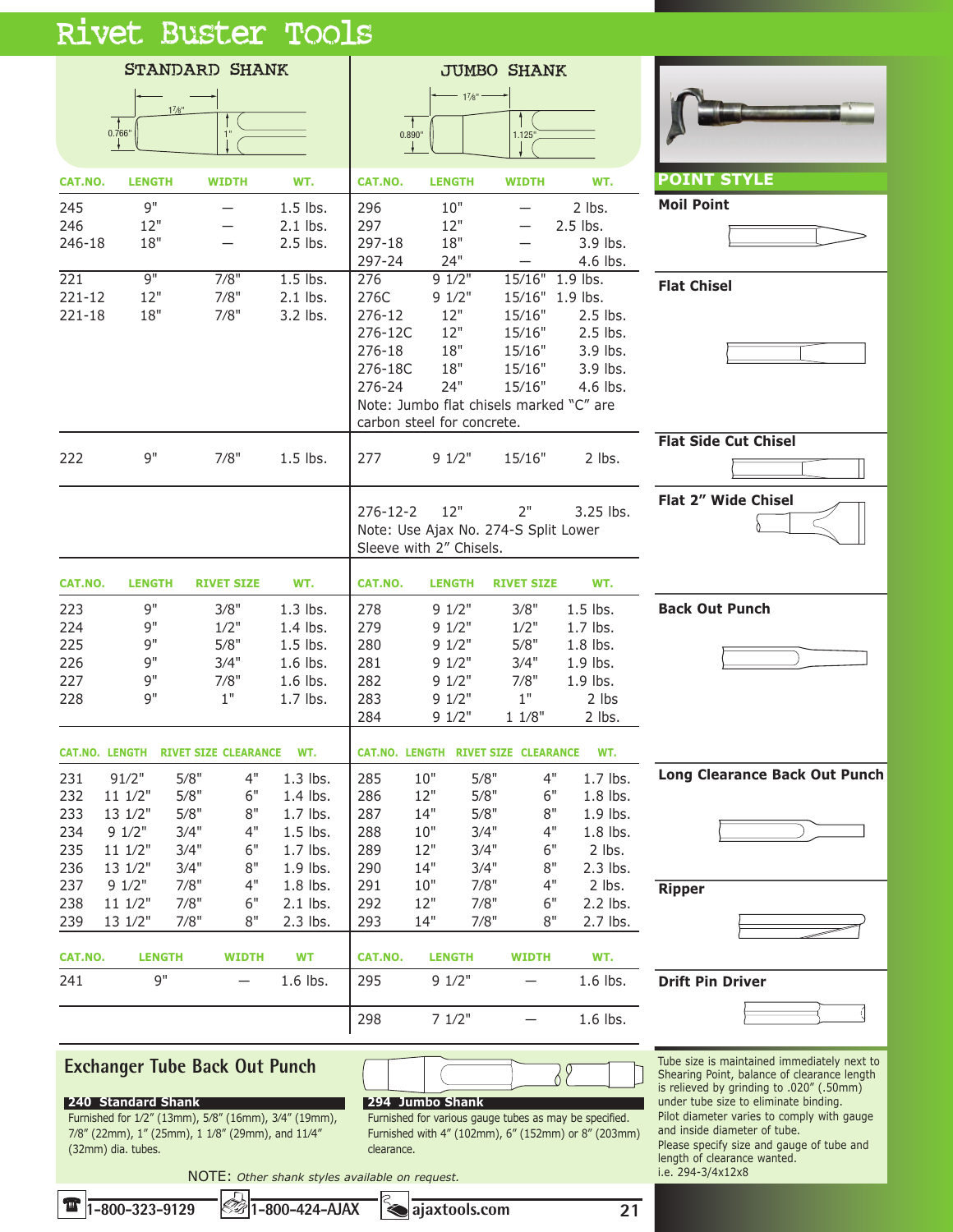# Rivet Buster Tools

| STANDARD SHANK | | | | JUMBO SHANK | | | | POINT STYLE |
|---|---|---|---|---|---|---|---|---|
| 1⅞" / 0.766" / 1" | | | | 1⅞" / 0.890" / 1.125" | | | | |
| **CAT.NO.** | **LENGTH** | **WIDTH** | **WT.** | **CAT.NO.** | **LENGTH** | **WIDTH** | **WT.** | |
| 245 | 9" | — | 1.5 lbs. | 296 | 10" | — | 2 lbs. | **Moil Point** |
| 246 | 12" | — | 2.1 lbs. | 297 | 12" | — | 2.5 lbs. | |
| 246-18 | 18" | — | 2.5 lbs. | 297-18 | 18" | — | 3.9 lbs. | |
| | | | | 297-24 | 24" | — | 4.6 lbs. | |
| 221 | 9" | 7/8" | 1.5 lbs. | 276 | 9 1/2" | 15/16" | 1.9 lbs. | **Flat Chisel** |
| 221-12 | 12" | 7/8" | 2.1 lbs. | 276C | 9 1/2" | 15/16" | 1.9 lbs. | |
| 221-18 | 18" | 7/8" | 3.2 lbs. | 276-12 | 12" | 15/16" | 2.5 lbs. | |
| | | | | 276-12C | 12" | 15/16" | 2.5 lbs. | |
| | | | | 276-18 | 18" | 15/16" | 3.9 lbs. | |
| | | | | 276-18C | 18" | 15/16" | 3.9 lbs. | |
| | | | | 276-24 | 24" | 15/16" | 4.6 lbs. | |
| | | | | Note: Jumbo flat chisels marked "C" are carbon steel for concrete. | | | | |
| 222 | 9" | 7/8" | 1.5 lbs. | 277 | 9 1/2" | 15/16" | 2 lbs. | **Flat Side Cut Chisel** |
| | | | | 276-12-2 | 12" | 2" | 3.25 lbs. | **Flat 2" Wide Chisel** |
| | | | | Note: Use Ajax No. 274-S Split Lower Sleeve with 2" Chisels. | | | | |
| **CAT.NO.** | **LENGTH** | **RIVET SIZE** | **WT.** | **CAT.NO.** | **LENGTH** | **RIVET SIZE** | **WT.** | |
| 223 | 9" | 3/8" | 1.3 lbs. | 278 | 9 1/2" | 3/8" | 1.5 lbs. | **Back Out Punch** |
| 224 | 9" | 1/2" | 1.4 lbs. | 279 | 9 1/2" | 1/2" | 1.7 lbs. | |
| 225 | 9" | 5/8" | 1.5 lbs. | 280 | 9 1/2" | 5/8" | 1.8 lbs. | |
| 226 | 9" | 3/4" | 1.6 lbs. | 281 | 9 1/2" | 3/4" | 1.9 lbs. | |
| 227 | 9" | 7/8" | 1.6 lbs. | 282 | 9 1/2" | 7/8" | 1.9 lbs. | |
| 228 | 9" | 1" | 1.7 lbs. | 283 | 9 1/2" | 1" | 2 lbs | |
| | | | | 284 | 9 1/2" | 1 1/8" | 2 lbs. | |

| CAT.NO. | LENGTH | RIVET SIZE | CLEARANCE | WT. | CAT.NO. | LENGTH | RIVET SIZE | CLEARANCE | WT. | POINT STYLE |
|---|---|---|---|---|---|---|---|---|---|---|
| 231 | 91/2" | 5/8" | 4" | 1.3 lbs. | 285 | 10" | 5/8" | 4" | 1.7 lbs. | **Long Clearance Back Out Punch** |
| 232 | 11 1/2" | 5/8" | 6" | 1.4 lbs. | 286 | 12" | 5/8" | 6" | 1.8 lbs. | |
| 233 | 13 1/2" | 5/8" | 8" | 1.7 lbs. | 287 | 14" | 5/8" | 8" | 1.9 lbs. | |
| 234 | 9 1/2" | 3/4" | 4" | 1.5 lbs. | 288 | 10" | 3/4" | 4" | 1.8 lbs. | |
| 235 | 11 1/2" | 3/4" | 6" | 1.7 lbs. | 289 | 12" | 3/4" | 6" | 2 lbs. | |
| 236 | 13 1/2" | 3/4" | 8" | 1.9 lbs. | 290 | 14" | 3/4" | 8" | 2.3 lbs. | |
| 237 | 9 1/2" | 7/8" | 4" | 1.8 lbs. | 291 | 10" | 7/8" | 4" | 2 lbs. | **Ripper** |
| 238 | 11 1/2" | 7/8" | 6" | 2.1 lbs. | 292 | 12" | 7/8" | 6" | 2.2 lbs. | |
| 239 | 13 1/2" | 7/8" | 8" | 2.3 lbs. | 293 | 14" | 7/8" | 8" | 2.7 lbs. | |

| CAT.NO. | LENGTH | WIDTH | WT | CAT.NO. | LENGTH | WIDTH | WT. | POINT STYLE |
|---|---|---|---|---|---|---|---|---|
| 241 | 9" | — | 1.6 lbs. | 295 | 9 1/2" | — | 1.6 lbs. | **Drift Pin Driver** |
| | | | | 298 | 7 1/2" | — | 1.6 lbs. | |

## Exchanger Tube Back Out Punch

**240 Standard Shank**
Furnished for 1/2" (13mm), 5/8" (16mm), 3/4" (19mm), 7/8" (22mm), 1" (25mm), 1 1/8" (29mm), and 11/4" (32mm) dia. tubes.

**294 Jumbo Shank**
Furnished for various gauge tubes as may be specified. Furnished with 4" (102mm), 6" (152mm) or 8" (203mm) clearance.

Tube size is maintained immediately next to Shearing Point, balance of clearance length is relieved by grinding to .020" (.50mm) under tube size to eliminate binding.

Pilot diameter varies to comply with gauge and inside diameter of tube.

Please specify size and gauge of tube and length of clearance wanted.
i.e. 294-3/4x12x8

NOTE: *Other shank styles available on request.*

1-800-323-9129 | 1-800-424-AJAX | ajaxtools.com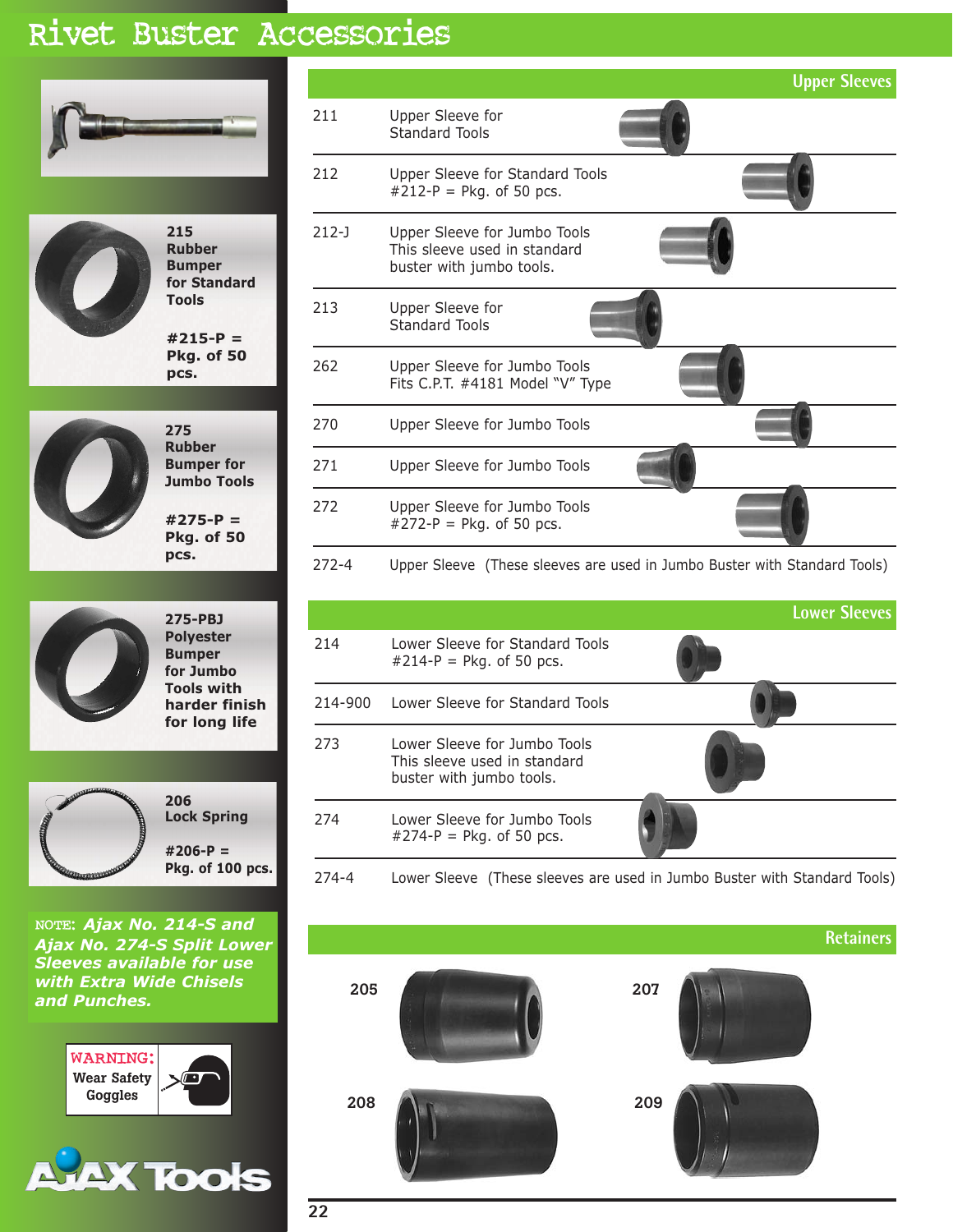# Rivet Buster Accessories

**215**
**Rubber Bumper for Standard Tools**

**#215-P = Pkg. of 50 pcs.**

**275**
**Rubber Bumper for Jumbo Tools**

**#275-P = Pkg. of 50 pcs.**

**275-PBJ**
**Polyester Bumper for Jumbo Tools with harder finish for long life**

**206**
**Lock Spring**

**#206-P = Pkg. of 100 pcs.**

NOTE: ***Ajax No. 214-S and Ajax No. 274-S Split Lower Sleeves available for use with Extra Wide Chisels and Punches.***

WARNING: Wear Safety Goggles

## Upper Sleeves

| | |
|---|---|
| 211 | Upper Sleeve for Standard Tools |
| 212 | Upper Sleeve for Standard Tools #212-P = Pkg. of 50 pcs. |
| 212-J | Upper Sleeve for Jumbo Tools This sleeve used in standard buster with jumbo tools. |
| 213 | Upper Sleeve for Standard Tools |
| 262 | Upper Sleeve for Jumbo Tools Fits C.P.T. #4181 Model "V" Type |
| 270 | Upper Sleeve for Jumbo Tools |
| 271 | Upper Sleeve for Jumbo Tools |
| 272 | Upper Sleeve for Jumbo Tools #272-P = Pkg. of 50 pcs. |
| 272-4 | Upper Sleeve (These sleeves are used in Jumbo Buster with Standard Tools) |

## Lower Sleeves

| | |
|---|---|
| 214 | Lower Sleeve for Standard Tools #214-P = Pkg. of 50 pcs. |
| 214-900 | Lower Sleeve for Standard Tools |
| 273 | Lower Sleeve for Jumbo Tools This sleeve used in standard buster with jumbo tools. |
| 274 | Lower Sleeve for Jumbo Tools #274-P = Pkg. of 50 pcs. |
| 274-4 | Lower Sleeve (These sleeves are used in Jumbo Buster with Standard Tools) |

## Retainers

205 | 207 | 208 | 209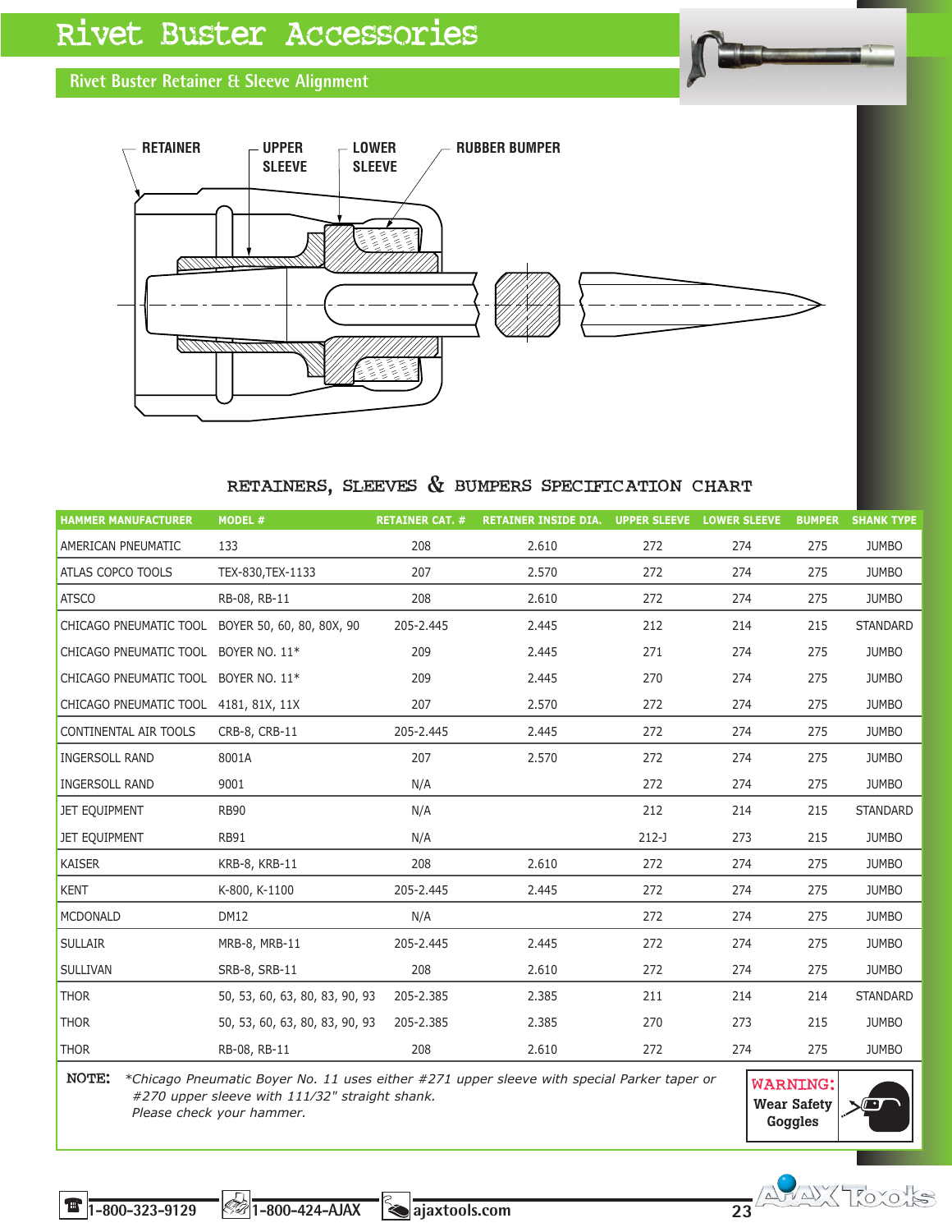# Rivet Buster Accessories

## Rivet Buster Retainer & Sleeve Alignment

RETAINER
UPPER SLEEVE
LOWER SLEEVE
RUBBER BUMPER

### RETAINERS, SLEEVES & BUMPERS SPECIFICATION CHART

| HAMMER MANUFACTURER | MODEL # | RETAINER CAT. # | RETAINER INSIDE DIA. | UPPER SLEEVE | LOWER SLEEVE | BUMPER | SHANK TYPE |
|---|---|---|---|---|---|---|---|
| AMERICAN PNEUMATIC | 133 | 208 | 2.610 | 272 | 274 | 275 | JUMBO |
| ATLAS COPCO TOOLS | TEX-830,TEX-1133 | 207 | 2.570 | 272 | 274 | 275 | JUMBO |
| ATSCO | RB-08, RB-11 | 208 | 2.610 | 272 | 274 | 275 | JUMBO |
| CHICAGO PNEUMATIC TOOL | BOYER 50, 60, 80, 80X, 90 | 205-2.445 | 2.445 | 212 | 214 | 215 | STANDARD |
| CHICAGO PNEUMATIC TOOL | BOYER NO. 11* | 209 | 2.445 | 271 | 274 | 275 | JUMBO |
| CHICAGO PNEUMATIC TOOL | BOYER NO. 11* | 209 | 2.445 | 270 | 274 | 275 | JUMBO |
| CHICAGO PNEUMATIC TOOL | 4181, 81X, 11X | 207 | 2.570 | 272 | 274 | 275 | JUMBO |
| CONTINENTAL AIR TOOLS | CRB-8, CRB-11 | 205-2.445 | 2.445 | 272 | 274 | 275 | JUMBO |
| INGERSOLL RAND | 8001A | 207 | 2.570 | 272 | 274 | 275 | JUMBO |
| INGERSOLL RAND | 9001 | N/A | | 272 | 274 | 275 | JUMBO |
| JET EQUIPMENT | RB90 | N/A | | 212 | 214 | 215 | STANDARD |
| JET EQUIPMENT | RB91 | N/A | | 212-J | 273 | 215 | JUMBO |
| KAISER | KRB-8, KRB-11 | 208 | 2.610 | 272 | 274 | 275 | JUMBO |
| KENT | K-800, K-1100 | 205-2.445 | 2.445 | 272 | 274 | 275 | JUMBO |
| MCDONALD | DM12 | N/A | | 272 | 274 | 275 | JUMBO |
| SULLAIR | MRB-8, MRB-11 | 205-2.445 | 2.445 | 272 | 274 | 275 | JUMBO |
| SULLIVAN | SRB-8, SRB-11 | 208 | 2.610 | 272 | 274 | 275 | JUMBO |
| THOR | 50, 53, 60, 63, 80, 83, 90, 93 | 205-2.385 | 2.385 | 211 | 214 | 214 | STANDARD |
| THOR | 50, 53, 60, 63, 80, 83, 90, 93 | 205-2.385 | 2.385 | 270 | 273 | 215 | JUMBO |
| THOR | RB-08, RB-11 | 208 | 2.610 | 272 | 274 | 275 | JUMBO |

**NOTE:** *\*Chicago Pneumatic Boyer No. 11 uses either #271 upper sleeve with special Parker taper or #270 upper sleeve with 111/32" straight shank. Please check your hammer.*

**WARNING:** Wear Safety Goggles

1-800-323-9129 | 1-800-424-AJAX | ajaxtools.com